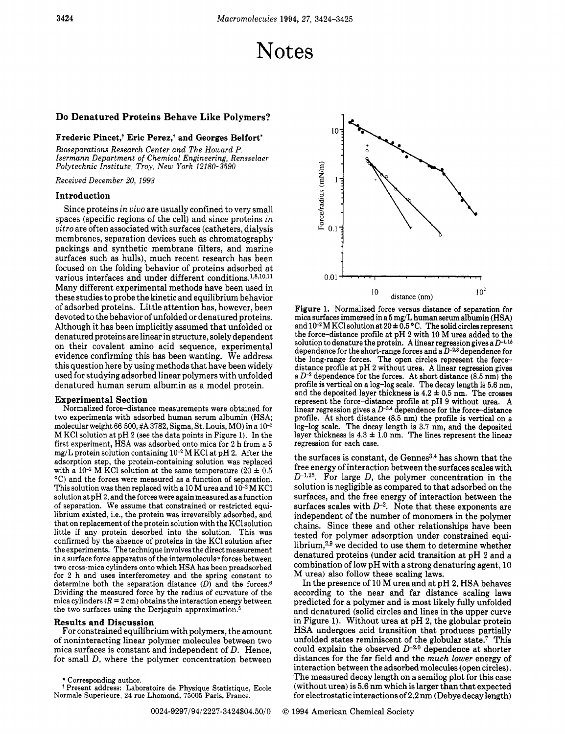# Notes

## Do Denatured Proteins Behave Like Polymers?

**Frederic Pincet,[†] Eric Perez,[†] and Georges Belfort***

*Bioseparations Research Center and The Howard P. Isermann Department of Chemical Engineering, Rensselaer Polytechnic Institute, Troy, New York 12180-3590*

*Received December 20, 1993*

### Introduction

Since proteins *in vivo* are usually confined to very small spaces (specific regions of the cell) and since proteins *in vitro* are often associated with surfaces (catheters, dialysis membranes, separation devices such as chromatography packings and synthetic membrane filters, and marine surfaces such as hulls), much recent research has been focused on the folding behavior of proteins adsorbed at various interfaces and under different conditions.[1,8,10,11] Many different experimental methods have been used in these studies to probe the kinetic and equilibrium behavior of adsorbed proteins. Little attention has, however, been devoted to the behavior of unfolded or denatured proteins. Although it has been implicitly assumed that unfolded or denatured proteins are linear in structure, solely dependent on their covalent amino acid sequence, experimental evidence confirming this has been wanting. We address this question here by using methods that have been widely used for studying adsorbed linear polymers with unfolded denatured human serum albumin as a model protein.

### Experimental Section

Normalized force–distance measurements were obtained for two experiments with adsorbed human serum albumin (HSA; molecular weight 66 500, #A 3782, Sigma, St. Louis, MO) in a $10^{-2}$ M KCl solution at pH 2 (see the data points in Figure 1). In the first experiment, HSA was adsorbed onto mica for 2 h from a 5 mg/L protein solution containing $10^{-2}$ M KCl at pH 2. After the adsorption step, the protein-containing solution was replaced with a $10^{-2}$ M KCl solution at the same temperature (20 ± 0.5 °C) and the forces were measured as a function of separation. This solution was then replaced with a 10 M urea and $10^{-2}$ M KCl solution at pH 2, and the forces were again measured as a function of separation. We assume that constrained or restricted equilibrium existed, i.e., the protein was irreversibly adsorbed, and that on replacement of the protein solution with the KCl solution little if any protein desorbed into the solution. This was confirmed by the absence of proteins in the KCl solution after the experiments. The technique involves the direct measurement in a surface force apparatus of the intermolecular forces between two cross-mica cylinders onto which HSA has been preadsorbed for 2 h and uses interferometry and the spring constant to determine both the separation distance ($D$) and the forces.[6] Dividing the measured force by the radius of curvature of the mica cylinders ($R$ = 2 cm) obtains the interaction energy between the two surfaces using the Derjaguin approximation.[5]

### Results and Discussion

For constrained equilibrium with polymers, the amount of noninteracting linear polymer molecules between two mica surfaces is constant and independent of $D$. Hence, for small $D$, where the polymer concentration between the surfaces is constant, de Gennes[3,4] has shown that the free energy of interaction between the surfaces scales with $D^{-1.25}$. For large $D$, the polymer concentration in the solution is negligible as compared to that adsorbed on the surfaces, and the free energy of interaction between the surfaces scales with $D^{-2}$. Note that these exponents are independent of the number of monomers in the polymer chains. Since these and other relationships have been tested for polymer adsorption under constrained equilibrium,[2,9] we decided to use them to determine whether denatured proteins (under acid transition at pH 2 and a combination of low pH with a strong denaturing agent, 10 M urea) also follow these scaling laws.

In the presence of 10 M urea and at pH 2, HSA behaves according to the near and far distance scaling laws predicted for a polymer and is most likely fully unfolded and denatured (solid circles and lines in the upper curve in Figure 1). Without urea at pH 2, the globular protein HSA undergoes acid transition that produces partially unfolded states reminiscent of the globular state.[7] This could explain the observed $D^{-2.0}$ dependence at shorter distances for the far field and the *much lower* energy of interaction between the adsorbed molecules (open circles). The measured decay length on a semilog plot for this case (without urea) is 5.6 nm which is larger than that expected for electrostatic interactions of 2.2 nm (Debye decay length)

**Figure 1.** Normalized force versus distance of separation for mica surfaces immersed in a 5 mg/L human serum albumin (HSA) and $10^{-2}$ M KCl solution at 20 ± 0.5 °C. The solid circles represent the force–distance profile at pH 2 with 10 M urea added to the solution to denature the protein. A linear regression gives a $D^{-1.15}$ dependence for the short-range forces and a $D^{-2.8}$ dependence for the long-range forces. The open circles represent the force–distance profile at pH 2 without urea. A linear regression gives a $D^{-2}$ dependence for the forces. At short distance (8.5 nm) the profile is vertical on a log–log scale. The decay length is 5.6 nm, and the deposited layer thickness is 4.2 ± 0.5 nm. The crosses represent the force–distance profile at pH 9 without urea. A linear regression gives a $D^{-3.4}$ dependence for the force–distance profile. At short distance (8.5 nm) the profile is vertical on a log–log scale. The decay length is 3.7 nm, and the deposited layer thickness is 4.3 ± 1.0 nm. The lines represent the linear regression for each case.

\* Corresponding author.

† Present address: Laboratoire de Physique Statistique, Ecole Normale Superieure, 24 rue Lhomond, 75005 Paris, France.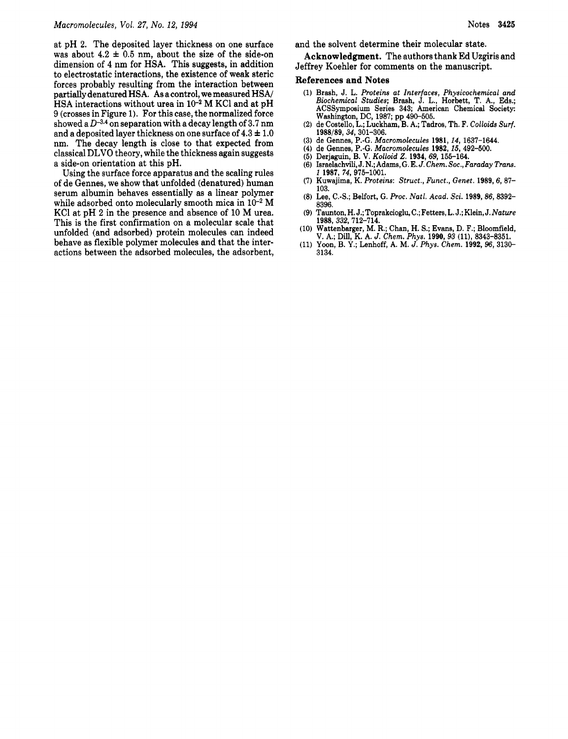at pH 2. The deposited layer thickness on one surface was about 4.2 ± 0.5 nm, about the size of the side-on dimension of 4 nm for HSA. This suggests, in addition to electrostatic interactions, the existence of weak steric forces probably resulting from the interaction between partially denatured HSA. As a control, we measured HSA/HSA interactions without urea in $10^{-2}$ M KCl and at pH 9 (crosses in Figure 1). For this case, the normalized force showed a $D^{-3.4}$ on separation with a decay length of 3.7 nm and a deposited layer thickness on one surface of 4.3 ± 1.0 nm. The decay length is close to that expected from classical DLVO theory, while the thickness again suggests a side-on orientation at this pH.

Using the surface force apparatus and the scaling rules of de Gennes, we show that unfolded (denatured) human serum albumin behaves essentially as a linear polymer while adsorbed onto molecularly smooth mica in $10^{-2}$ M KCl at pH 2 in the presence and absence of 10 M urea. This is the first confirmation on a molecular scale that unfolded (and adsorbed) protein molecules can indeed behave as flexible polymer molecules and that the interactions between the adsorbed molecules, the adsorbent, and the solvent determine their molecular state.

**Acknowledgment.** The authors thank Ed Uzgiris and Jeffrey Koehler for comments on the manuscript.

## References and Notes

(1) Brash, J. L. *Proteins at Interfaces, Physicochemical and Biochemical Studies*; Brash, J. L., Horbett, T. A., Eds.; ACSSymposium Series 343; American Chemical Society: Washington, DC, 1987; pp 490–505.
(2) de Costello, L.; Luckham, B. A.; Tadros, Th. F. *Colloids Surf.* **1988/89**, *34*, 301–306.
(3) de Gennes, P.-G. *Macromolecules* **1981**, *14*, 1637–1644.
(4) de Gennes, P.-G. *Macromolecules* **1982**, *15*, 492–500.
(5) Derjaguin, B. V. *Kolloid Z.* **1934**, *69*, 155–164.
(6) Israelachvili, J. N.; Adams, G. E. *J. Chem. Soc., Faraday Trans. 1* **1987**, *74*, 975–1001.
(7) Kuwajima, K. *Proteins: Struct., Funct., Genet.* **1989**, *6*, 87–103.
(8) Lee, C.-S.; Belfort, G. *Proc. Natl. Acad. Sci.* **1989**, *86*, 8392–8396.
(9) Taunton, H. J.; Toprakcioglu, C.; Fetters, L. J.; Klein, J. *Nature* **1988**, *332*, 712–714.
(10) Wattenbarger, M. R.; Chan, H. S.; Evans, D. F.; Bloomfield, V. A.; Dill, K. A. *J. Chem. Phys.* **1990**, *93* (11), 8343–8351.
(11) Yoon, B. Y.; Lenhoff, A. M. *J. Phys. Chem.* **1992**, *96*, 3130–3134.